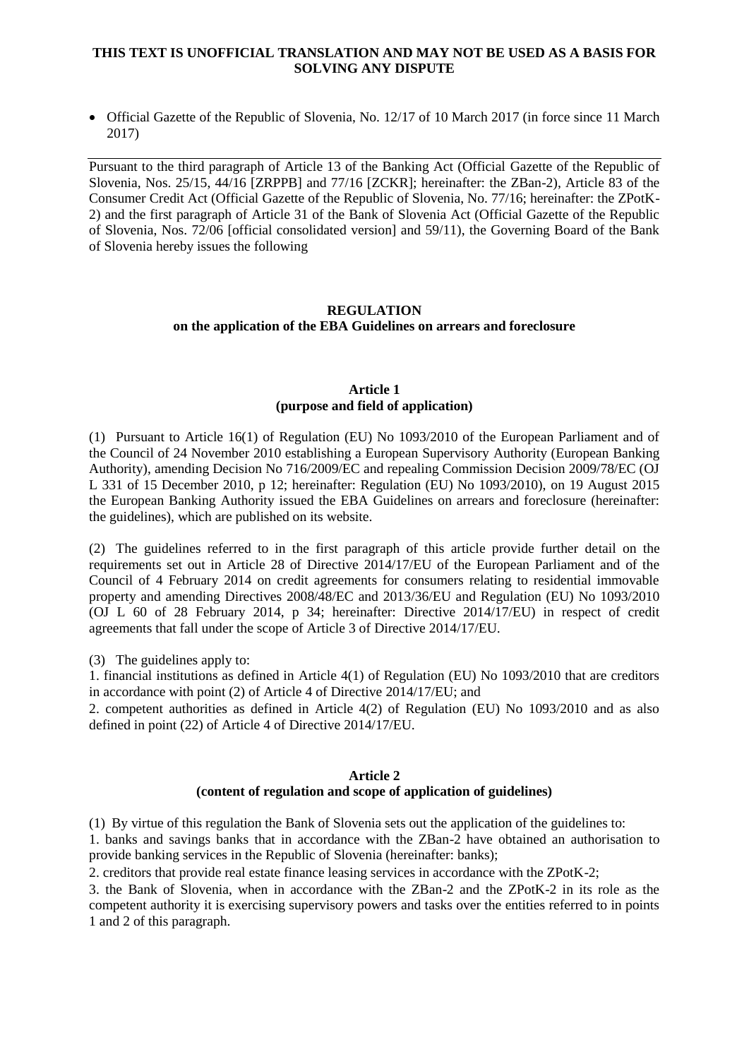**THIS TEXT IS UNOFFICIAL TRANSLATION AND MAY NOT BE USED AS A BASIS FOR SOLVING ANY DISPUTE**

- Official Gazette of the Republic of Slovenia, No. 12/17 of 10 March 2017 (in force since 11 March 2017)

---

Pursuant to the third paragraph of Article 13 of the Banking Act (Official Gazette of the Republic of Slovenia, Nos. 25/15, 44/16 [ZRPPB] and 77/16 [ZCKR]; hereinafter: the ZBan-2), Article 83 of the Consumer Credit Act (Official Gazette of the Republic of Slovenia, No. 77/16; hereinafter: the ZPotK-2) and the first paragraph of Article 31 of the Bank of Slovenia Act (Official Gazette of the Republic of Slovenia, Nos. 72/06 [official consolidated version] and 59/11), the Governing Board of the Bank of Slovenia hereby issues the following

# REGULATION
## on the application of the EBA Guidelines on arrears and foreclosure

### Article 1
### (purpose and field of application)

(1) Pursuant to Article 16(1) of Regulation (EU) No 1093/2010 of the European Parliament and of the Council of 24 November 2010 establishing a European Supervisory Authority (European Banking Authority), amending Decision No 716/2009/EC and repealing Commission Decision 2009/78/EC (OJ L 331 of 15 December 2010, p 12; hereinafter: Regulation (EU) No 1093/2010), on 19 August 2015 the European Banking Authority issued the EBA Guidelines on arrears and foreclosure (hereinafter: the guidelines), which are published on its website.

(2) The guidelines referred to in the first paragraph of this article provide further detail on the requirements set out in Article 28 of Directive 2014/17/EU of the European Parliament and of the Council of 4 February 2014 on credit agreements for consumers relating to residential immovable property and amending Directives 2008/48/EC and 2013/36/EU and Regulation (EU) No 1093/2010 (OJ L 60 of 28 February 2014, p 34; hereinafter: Directive 2014/17/EU) in respect of credit agreements that fall under the scope of Article 3 of Directive 2014/17/EU.

(3) The guidelines apply to:
1. financial institutions as defined in Article 4(1) of Regulation (EU) No 1093/2010 that are creditors in accordance with point (2) of Article 4 of Directive 2014/17/EU; and
2. competent authorities as defined in Article 4(2) of Regulation (EU) No 1093/2010 and as also defined in point (22) of Article 4 of Directive 2014/17/EU.

### Article 2
### (content of regulation and scope of application of guidelines)

(1) By virtue of this regulation the Bank of Slovenia sets out the application of the guidelines to:
1. banks and savings banks that in accordance with the ZBan-2 have obtained an authorisation to provide banking services in the Republic of Slovenia (hereinafter: banks);
2. creditors that provide real estate finance leasing services in accordance with the ZPotK-2;
3. the Bank of Slovenia, when in accordance with the ZBan-2 and the ZPotK-2 in its role as the competent authority it is exercising supervisory powers and tasks over the entities referred to in points 1 and 2 of this paragraph.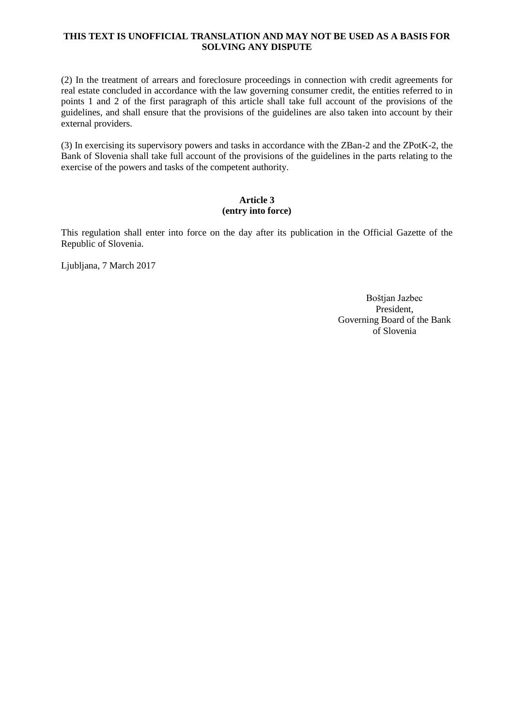**THIS TEXT IS UNOFFICIAL TRANSLATION AND MAY NOT BE USED AS A BASIS FOR SOLVING ANY DISPUTE**

(2) In the treatment of arrears and foreclosure proceedings in connection with credit agreements for real estate concluded in accordance with the law governing consumer credit, the entities referred to in points 1 and 2 of the first paragraph of this article shall take full account of the provisions of the guidelines, and shall ensure that the provisions of the guidelines are also taken into account by their external providers.

(3) In exercising its supervisory powers and tasks in accordance with the ZBan-2 and the ZPotK-2, the Bank of Slovenia shall take full account of the provisions of the guidelines in the parts relating to the exercise of the powers and tasks of the competent authority.

**Article 3**
**(entry into force)**

This regulation shall enter into force on the day after its publication in the Official Gazette of the Republic of Slovenia.

Ljubljana, 7 March 2017

Boštjan Jazbec
President,
Governing Board of the Bank of Slovenia